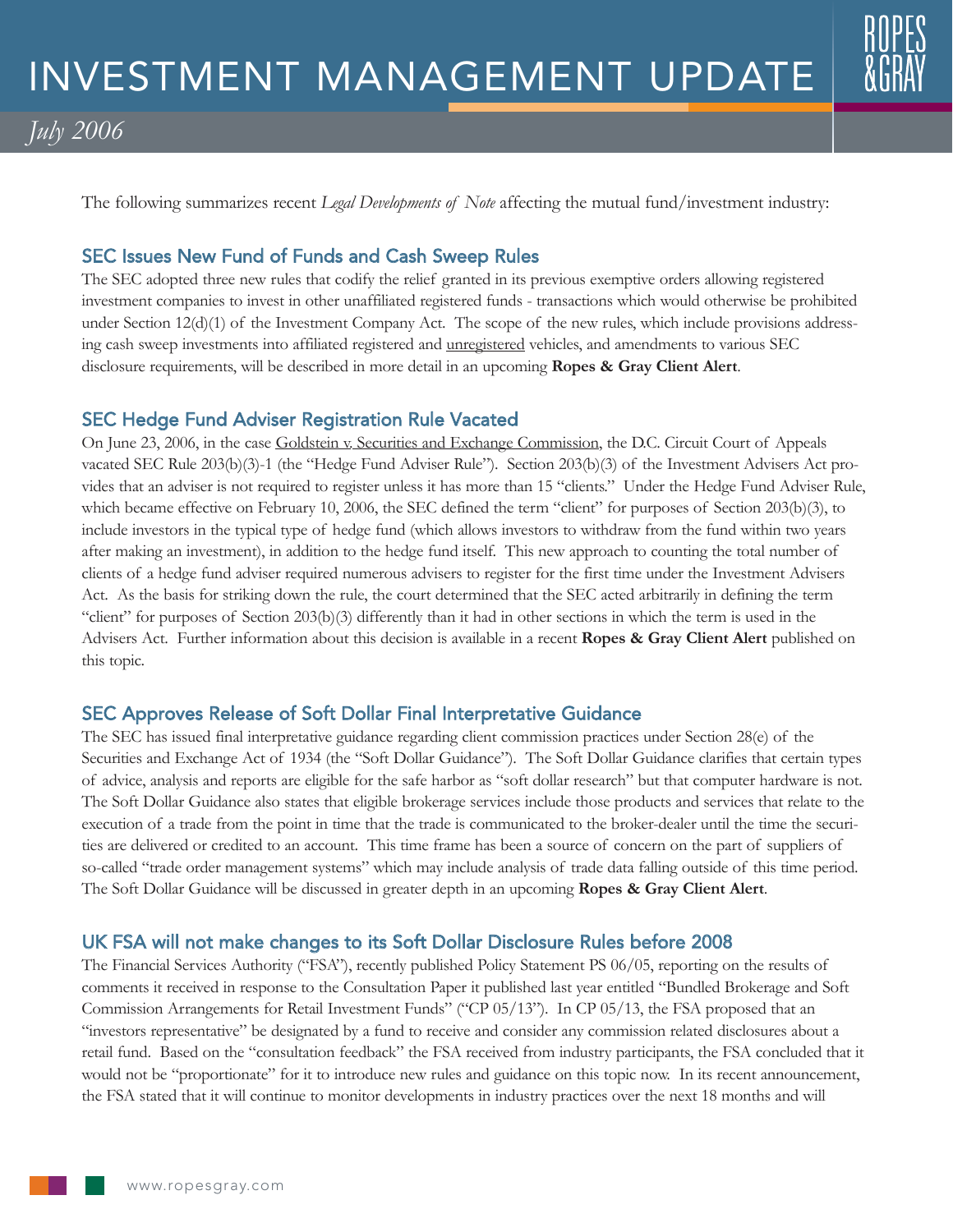# INVESTMENT MANAGEMENT UPDATE

*July 2006*

The following summarizes recent *Legal Developments of Note* affecting the mutual fund/investment industry:

## SEC Issues New Fund of Funds and Cash Sweep Rules

The SEC adopted three new rules that codify the relief granted in its previous exemptive orders allowing registered investment companies to invest in other unaffiliated registered funds - transactions which would otherwise be prohibited under Section 12(d)(1) of the Investment Company Act. The scope of the new rules, which include provisions addressing cash sweep investments into affiliated registered and unregistered vehicles, and amendments to various SEC disclosure requirements, will be described in more detail in an upcoming **Ropes & Gray Client Alert**.

## SEC Hedge Fund Adviser Registration Rule Vacated

On June 23, 2006, in the case Goldstein v. Securities and Exchange Commission, the D.C. Circuit Court of Appeals vacated SEC Rule 203(b)(3)-1 (the "Hedge Fund Adviser Rule"). Section 203(b)(3) of the Investment Advisers Act provides that an adviser is not required to register unless it has more than 15 "clients." Under the Hedge Fund Adviser Rule, which became effective on February 10, 2006, the SEC defined the term "client" for purposes of Section 203(b)(3), to include investors in the typical type of hedge fund (which allows investors to withdraw from the fund within two years after making an investment), in addition to the hedge fund itself. This new approach to counting the total number of clients of a hedge fund adviser required numerous advisers to register for the first time under the Investment Advisers Act. As the basis for striking down the rule, the court determined that the SEC acted arbitrarily in defining the term "client" for purposes of Section 203(b)(3) differently than it had in other sections in which the term is used in the Advisers Act. Further information about this decision is available in a recent **Ropes & Gray Client Alert** published on this topic.

## SEC Approves Release of Soft Dollar Final Interpretative Guidance

The SEC has issued final interpretative guidance regarding client commission practices under Section 28(e) of the Securities and Exchange Act of 1934 (the "Soft Dollar Guidance"). The Soft Dollar Guidance clarifies that certain types of advice, analysis and reports are eligible for the safe harbor as "soft dollar research" but that computer hardware is not. The Soft Dollar Guidance also states that eligible brokerage services include those products and services that relate to the execution of a trade from the point in time that the trade is communicated to the broker-dealer until the time the securities are delivered or credited to an account. This time frame has been a source of concern on the part of suppliers of so-called "trade order management systems" which may include analysis of trade data falling outside of this time period. The Soft Dollar Guidance will be discussed in greater depth in an upcoming **Ropes & Gray Client Alert**.

## UK FSA will not make changes to its Soft Dollar Disclosure Rules before 2008

The Financial Services Authority ("FSA"), recently published Policy Statement PS 06/05, reporting on the results of comments it received in response to the Consultation Paper it published last year entitled "Bundled Brokerage and Soft Commission Arrangements for Retail Investment Funds" ("CP 05/13"). In CP 05/13, the FSA proposed that an "investors representative" be designated by a fund to receive and consider any commission related disclosures about a retail fund. Based on the "consultation feedback" the FSA received from industry participants, the FSA concluded that it would not be "proportionate" for it to introduce new rules and guidance on this topic now. In its recent announcement, the FSA stated that it will continue to monitor developments in industry practices over the next 18 months and will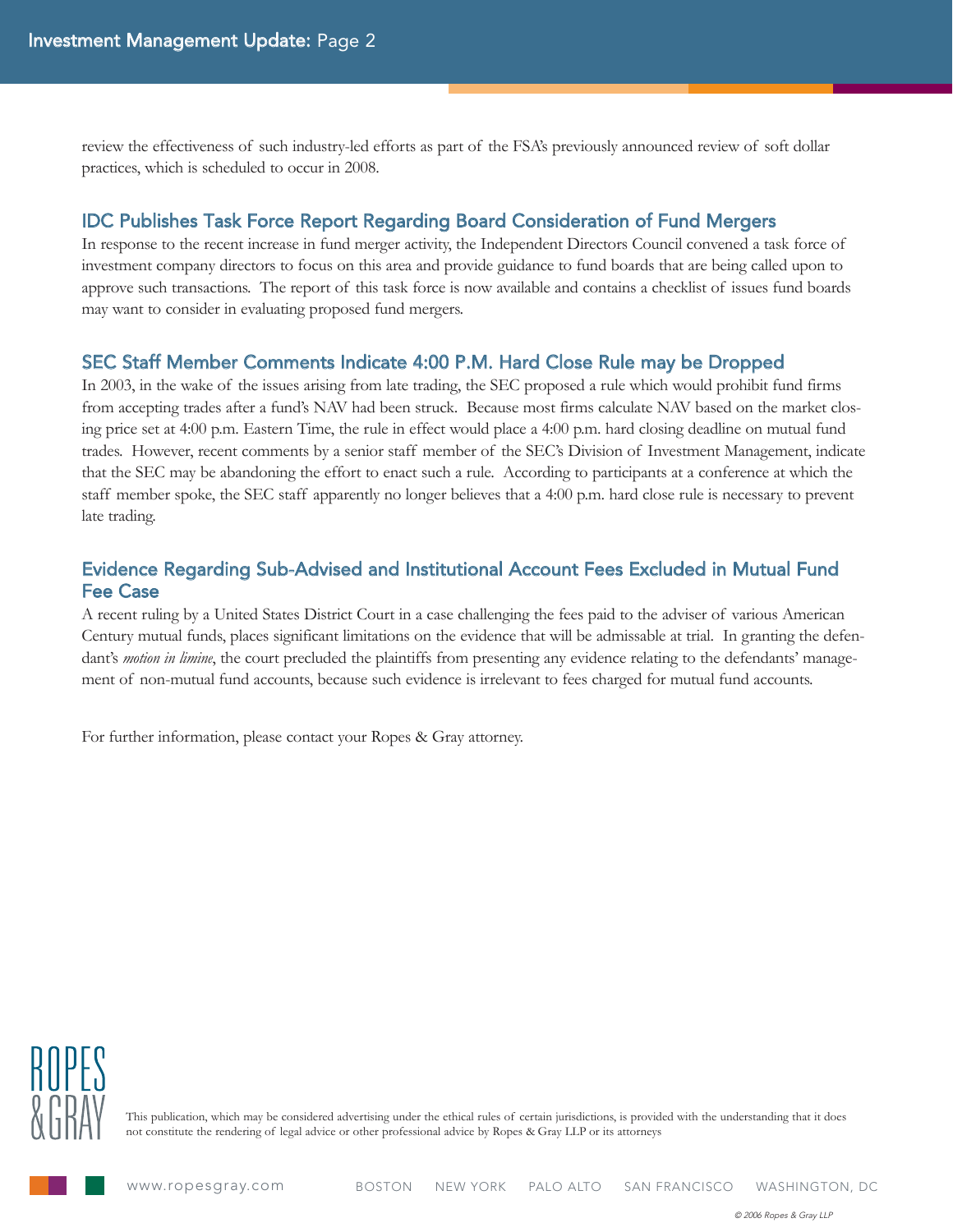review the effectiveness of such industry-led efforts as part of the FSA's previously announced review of soft dollar practices, which is scheduled to occur in 2008.

## IDC Publishes Task Force Report Regarding Board Consideration of Fund Mergers

In response to the recent increase in fund merger activity, the Independent Directors Council convened a task force of investment company directors to focus on this area and provide guidance to fund boards that are being called upon to approve such transactions. The report of this task force is now available and contains a checklist of issues fund boards may want to consider in evaluating proposed fund mergers.

## SEC Staff Member Comments Indicate 4:00 P.M. Hard Close Rule may be Dropped

In 2003, in the wake of the issues arising from late trading, the SEC proposed a rule which would prohibit fund firms from accepting trades after a fund's NAV had been struck. Because most firms calculate NAV based on the market closing price set at 4:00 p.m. Eastern Time, the rule in effect would place a 4:00 p.m. hard closing deadline on mutual fund trades. However, recent comments by a senior staff member of the SEC's Division of Investment Management, indicate that the SEC may be abandoning the effort to enact such a rule. According to participants at a conference at which the staff member spoke, the SEC staff apparently no longer believes that a 4:00 p.m. hard close rule is necessary to prevent late trading.

## Evidence Regarding Sub-Advised and Institutional Account Fees Excluded in Mutual Fund Fee Case

A recent ruling by a United States District Court in a case challenging the fees paid to the adviser of various American Century mutual funds, places significant limitations on the evidence that will be admissable at trial. In granting the defendant's *motion in limine*, the court precluded the plaintiffs from presenting any evidence relating to the defendants' management of non-mutual fund accounts, because such evidence is irrelevant to fees charged for mutual fund accounts.

For further information, please contact your Ropes & Gray attorney.

ROPES & GRAY

This publication, which may be considered advertising under the ethical rules of certain jurisdictions, is provided with the understanding that it does not constitute the rendering of legal advice or other professional advice by Ropes & Gray LLP or its attorneys

www.ropesgray.com BOSTON NEW YORK PALO ALTO SAN FRANCISCO WASHINGTON, DC

© 2006 Ropes & Gray LLP